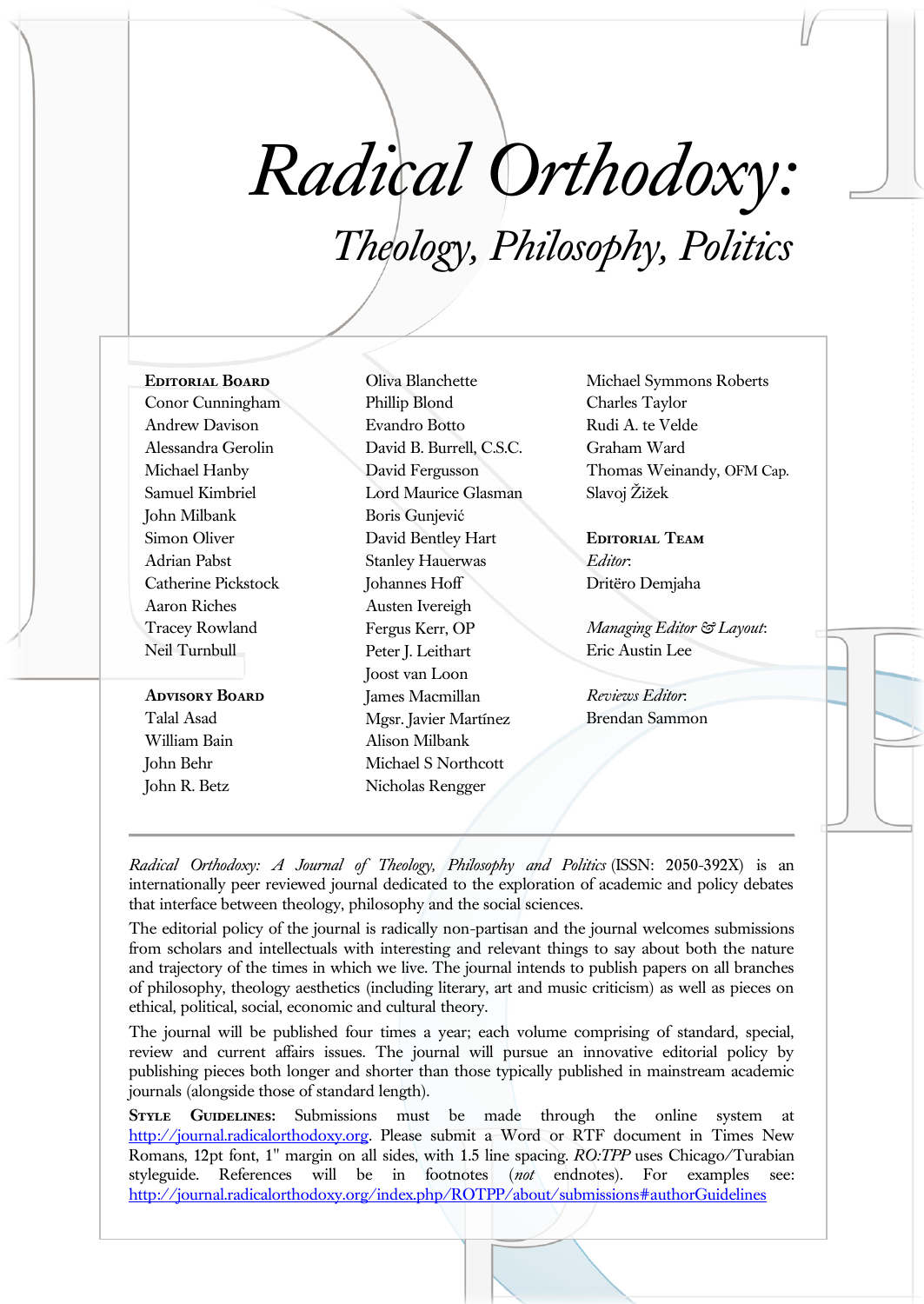# *Radical Orthodoxy:*

## *Theology, Philosophy, Politics*

**Editorial Board**

Conor Cunningham
Andrew Davison
Alessandra Gerolin
Michael Hanby
Samuel Kimbriel
John Milbank
Simon Oliver
Adrian Pabst
Catherine Pickstock
Aaron Riches
Tracey Rowland
Neil Turnbull

**Advisory Board**

Talal Asad
William Bain
John Behr
John R. Betz
Oliva Blanchette
Phillip Blond
Evandro Botto
David B. Burrell, C.S.C.
David Fergusson
Lord Maurice Glasman
Boris Gunjević
David Bentley Hart
Stanley Hauerwas
Johannes Hoff
Austen Ivereigh
Fergus Kerr, OP
Peter J. Leithart
Joost van Loon
James Macmillan
Mgsr. Javier Martínez
Alison Milbank
Michael S Northcott
Nicholas Rengger
Michael Symmons Roberts
Charles Taylor
Rudi A. te Velde
Graham Ward
Thomas Weinandy, OFM Cap.
Slavoj Žižek

**Editorial Team**

*Editor*:
Dritëro Demjaha

*Managing Editor & Layout*:
Eric Austin Lee

*Reviews Editor*:
Brendan Sammon

---

*Radical Orthodoxy: A Journal of Theology, Philosophy and Politics* (ISSN: 2050-392X) is an internationally peer reviewed journal dedicated to the exploration of academic and policy debates that interface between theology, philosophy and the social sciences.

The editorial policy of the journal is radically non-partisan and the journal welcomes submissions from scholars and intellectuals with interesting and relevant things to say about both the nature and trajectory of the times in which we live. The journal intends to publish papers on all branches of philosophy, theology aesthetics (including literary, art and music criticism) as well as pieces on ethical, political, social, economic and cultural theory.

The journal will be published four times a year; each volume comprising of standard, special, review and current affairs issues. The journal will pursue an innovative editorial policy by publishing pieces both longer and shorter than those typically published in mainstream academic journals (alongside those of standard length).

**Style Guidelines:** Submissions must be made through the online system at http://journal.radicalorthodoxy.org. Please submit a Word or RTF document in Times New Romans, 12pt font, 1" margin on all sides, with 1.5 line spacing. *RO:TPP* uses Chicago/Turabian styleguide. References will be in footnotes (*not* endnotes). For examples see: http://journal.radicalorthodoxy.org/index.php/ROTPP/about/submissions#authorGuidelines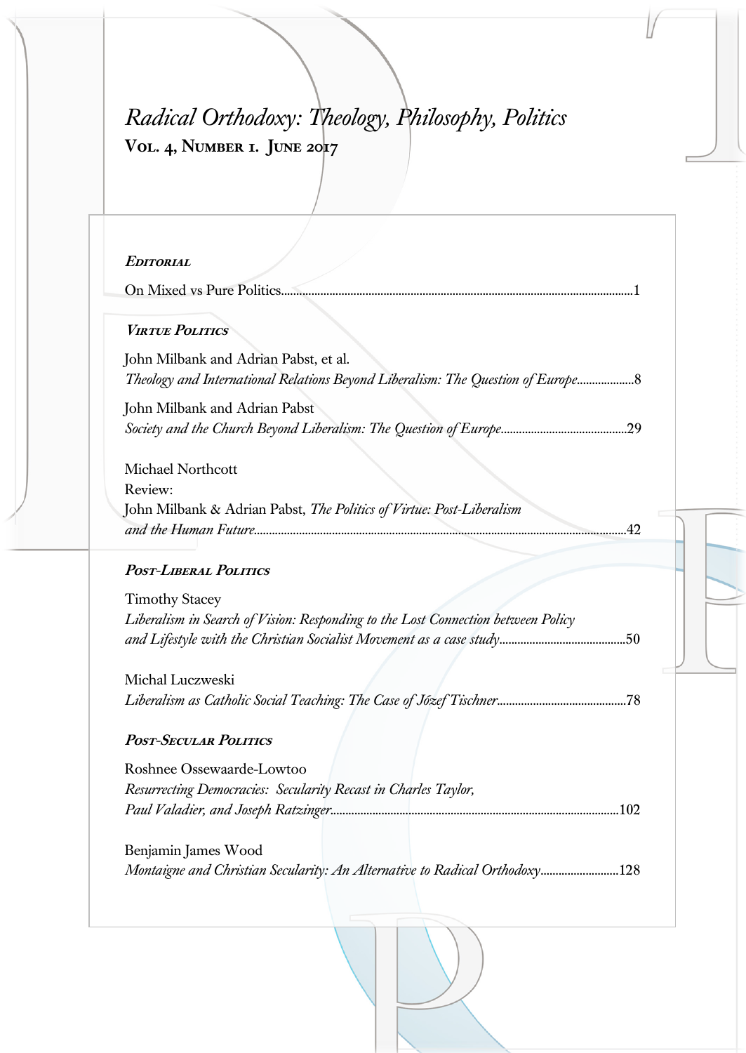# *Radical Orthodoxy: Theology, Philosophy, Politics*

**Vol. 4, Number 1. June 2017**

***Editorial***

On Mixed vs Pure Politics....................................................................................................1

***Virtue Politics***

John Milbank and Adrian Pabst, et al.
*Theology and International Relations Beyond Liberalism: The Question of Europe*..................8

John Milbank and Adrian Pabst
*Society and the Church Beyond Liberalism: The Question of Europe*..........................................29

Michael Northcott
Review:
John Milbank & Adrian Pabst, *The Politics of Virtue: Post-Liberalism and the Human Future*..................................................................................................................42

***Post-Liberal Politics***

Timothy Stacey
*Liberalism in Search of Vision: Responding to the Lost Connection between Policy and Lifestyle with the Christian Socialist Movement as a case study*..........................................50

Michal Luczweski
*Liberalism as Catholic Social Teaching: The Case of Józef Tischner*..........................................78

***Post-Secular Politics***

Roshnee Ossewaarde-Lowtoo
*Resurrecting Democracies: Secularity Recast in Charles Taylor, Paul Valadier, and Joseph Ratzinger*..............................................................................................102

Benjamin James Wood
*Montaigne and Christian Secularity: An Alternative to Radical Orthodoxy*..........................128